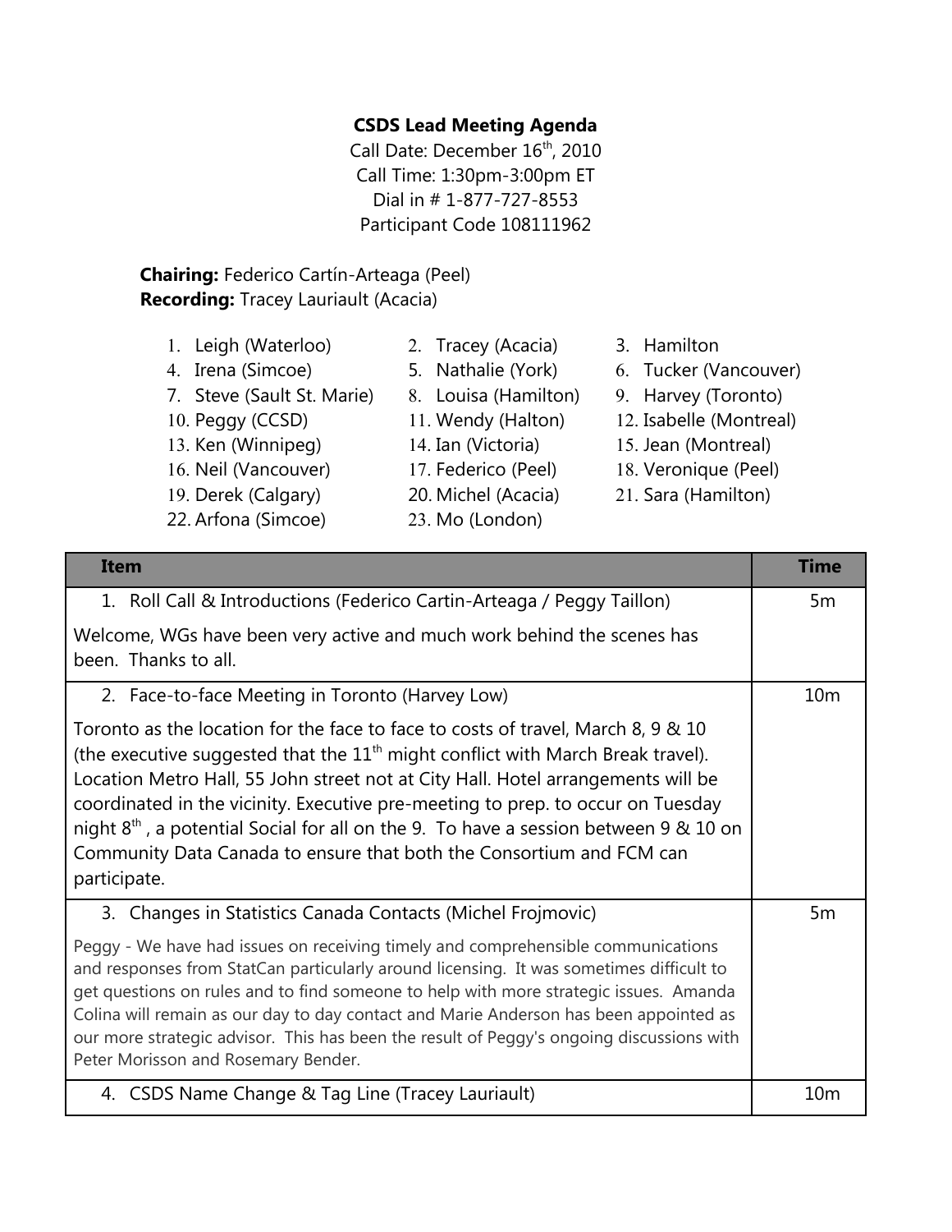**CSDS Lead Meeting Agenda**

Call Date: December 16th, 2010
Call Time: 1:30pm-3:00pm ET
Dial in # 1-877-727-8553
Participant Code 108111962

**Chairing:** Federico Cartín-Arteaga (Peel)
**Recording:** Tracey Lauriault (Acacia)

1. Leigh (Waterloo)
2. Tracey (Acacia)
3. Hamilton
4. Irena (Simcoe)
5. Nathalie (York)
6. Tucker (Vancouver)
7. Steve (Sault St. Marie)
8. Louisa (Hamilton)
9. Harvey (Toronto)
10. Peggy (CCSD)
11. Wendy (Halton)
12. Isabelle (Montreal)
13. Ken (Winnipeg)
14. Ian (Victoria)
15. Jean (Montreal)
16. Neil (Vancouver)
17. Federico (Peel)
18. Veronique (Peel)
19. Derek (Calgary)
20. Michel (Acacia)
21. Sara (Hamilton)
22. Arfona (Simcoe)
23. Mo (London)

| Item | Time |
|---|---|
| 1. Roll Call & Introductions (Federico Cartin-Arteaga / Peggy Taillon)<br><br>Welcome, WGs have been very active and much work behind the scenes has been. Thanks to all. | 5m |
| 2. Face-to-face Meeting in Toronto (Harvey Low)<br><br>Toronto as the location for the face to face to costs of travel, March 8, 9 & 10 (the executive suggested that the 11th might conflict with March Break travel). Location Metro Hall, 55 John street not at City Hall. Hotel arrangements will be coordinated in the vicinity. Executive pre-meeting to prep. to occur on Tuesday night 8th, a potential Social for all on the 9. To have a session between 9 & 10 on Community Data Canada to ensure that both the Consortium and FCM can participate. | 10m |
| 3. Changes in Statistics Canada Contacts (Michel Frojmovic)<br><br>Peggy - We have had issues on receiving timely and comprehensible communications and responses from StatCan particularly around licensing. It was sometimes difficult to get questions on rules and to find someone to help with more strategic issues. Amanda Colina will remain as our day to day contact and Marie Anderson has been appointed as our more strategic advisor. This has been the result of Peggy's ongoing discussions with Peter Morisson and Rosemary Bender. | 5m |
| 4. CSDS Name Change & Tag Line (Tracey Lauriault) | 10m |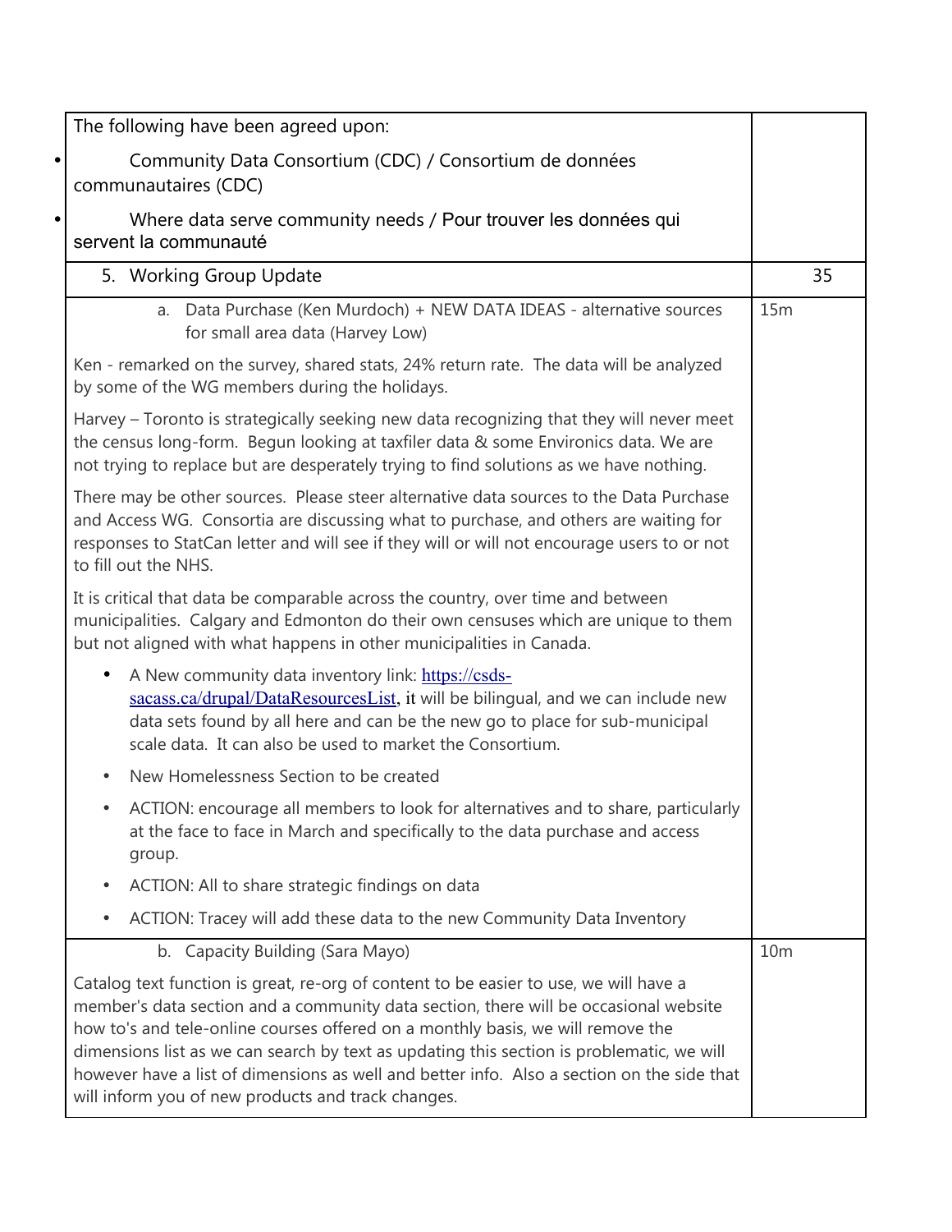| The following have been agreed upon:<br>• Community Data Consortium (CDC) / Consortium de données communautaires (CDC)<br>• Where data serve community needs / Pour trouver les données qui servent la communauté | |
|---|---|
| 5. Working Group Update | 35 |
| a. Data Purchase (Ken Murdoch) + NEW DATA IDEAS - alternative sources for small area data (Harvey Low)<br><br>Ken - remarked on the survey, shared stats, 24% return rate. The data will be analyzed by some of the WG members during the holidays.<br><br>Harvey – Toronto is strategically seeking new data recognizing that they will never meet the census long-form. Begun looking at taxfiler data & some Environics data. We are not trying to replace but are desperately trying to find solutions as we have nothing.<br><br>There may be other sources. Please steer alternative data sources to the Data Purchase and Access WG. Consortia are discussing what to purchase, and others are waiting for responses to StatCan letter and will see if they will or will not encourage users to or not to fill out the NHS.<br><br>It is critical that data be comparable across the country, over time and between municipalities. Calgary and Edmonton do their own censuses which are unique to them but not aligned with what happens in other municipalities in Canada.<br><br>• A New community data inventory link: [https://csds-sacass.ca/drupal/DataResourcesList](https://csds-sacass.ca/drupal/DataResourcesList), it will be bilingual, and we can include new data sets found by all here and can be the new go to place for sub-municipal scale data. It can also be used to market the Consortium.<br>• New Homelessness Section to be created<br>• ACTION: encourage all members to look for alternatives and to share, particularly at the face to face in March and specifically to the data purchase and access group.<br>• ACTION: All to share strategic findings on data<br>• ACTION: Tracey will add these data to the new Community Data Inventory | 15m |
| b. Capacity Building (Sara Mayo)<br><br>Catalog text function is great, re-org of content to be easier to use, we will have a member's data section and a community data section, there will be occasional website how to's and tele-online courses offered on a monthly basis, we will remove the dimensions list as we can search by text as updating this section is problematic, we will however have a list of dimensions as well and better info. Also a section on the side that will inform you of new products and track changes. | 10m |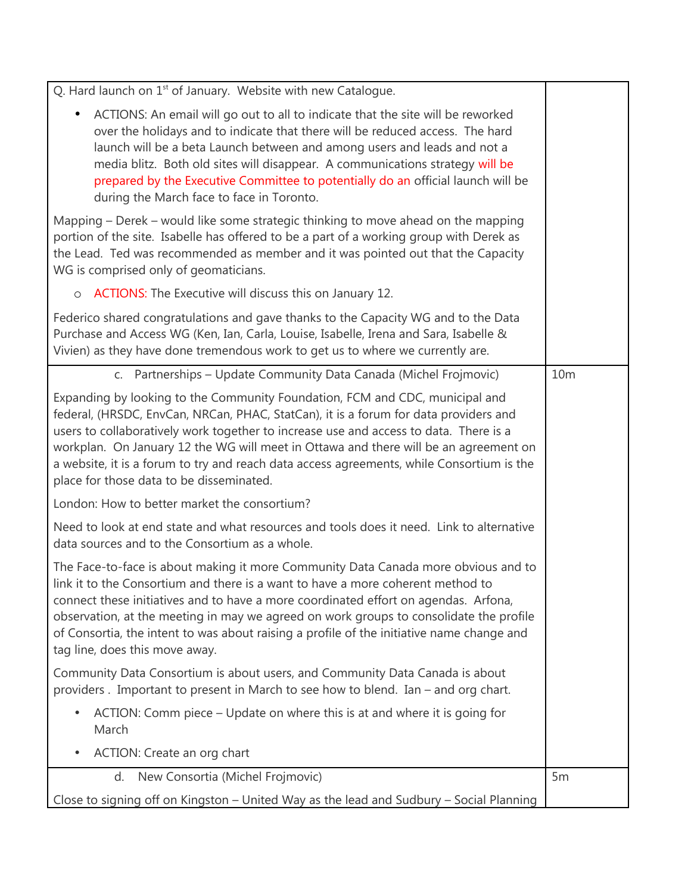| | |
|---|---|
| Q. Hard launch on 1st of January. Website with new Catalogue.<br><br>• ACTIONS: An email will go out to all to indicate that the site will be reworked over the holidays and to indicate that there will be reduced access. The hard launch will be a beta Launch between and among users and leads and not a media blitz. Both old sites will disappear. A communications strategy will be prepared by the Executive Committee to potentially do an official launch will be during the March face to face in Toronto.<br><br>Mapping – Derek – would like some strategic thinking to move ahead on the mapping portion of the site. Isabelle has offered to be a part of a working group with Derek as the Lead. Ted was recommended as member and it was pointed out that the Capacity WG is comprised only of geomaticians.<br><br>o ACTIONS: The Executive will discuss this on January 12.<br><br>Federico shared congratulations and gave thanks to the Capacity WG and to the Data Purchase and Access WG (Ken, Ian, Carla, Louise, Isabelle, Irena and Sara, Isabelle & Vivien) as they have done tremendous work to get us to where we currently are. | |
| c. Partnerships – Update Community Data Canada (Michel Frojmovic)<br><br>Expanding by looking to the Community Foundation, FCM and CDC, municipal and federal, (HRSDC, EnvCan, NRCan, PHAC, StatCan), it is a forum for data providers and users to collaboratively work together to increase use and access to data. There is a workplan. On January 12 the WG will meet in Ottawa and there will be an agreement on a website, it is a forum to try and reach data access agreements, while Consortium is the place for those data to be disseminated.<br><br>London: How to better market the consortium?<br><br>Need to look at end state and what resources and tools does it need. Link to alternative data sources and to the Consortium as a whole.<br><br>The Face-to-face is about making it more Community Data Canada more obvious and to link it to the Consortium and there is a want to have a more coherent method to connect these initiatives and to have a more coordinated effort on agendas. Arfona, observation, at the meeting in may we agreed on work groups to consolidate the profile of Consortia, the intent to was about raising a profile of the initiative name change and tag line, does this move away.<br><br>Community Data Consortium is about users, and Community Data Canada is about providers . Important to present in March to see how to blend. Ian – and org chart.<br><br>• ACTION: Comm piece – Update on where this is at and where it is going for March<br><br>• ACTION: Create an org chart | 10m |
| d. New Consortia (Michel Frojmovic)<br><br>Close to signing off on Kingston – United Way as the lead and Sudbury – Social Planning | 5m |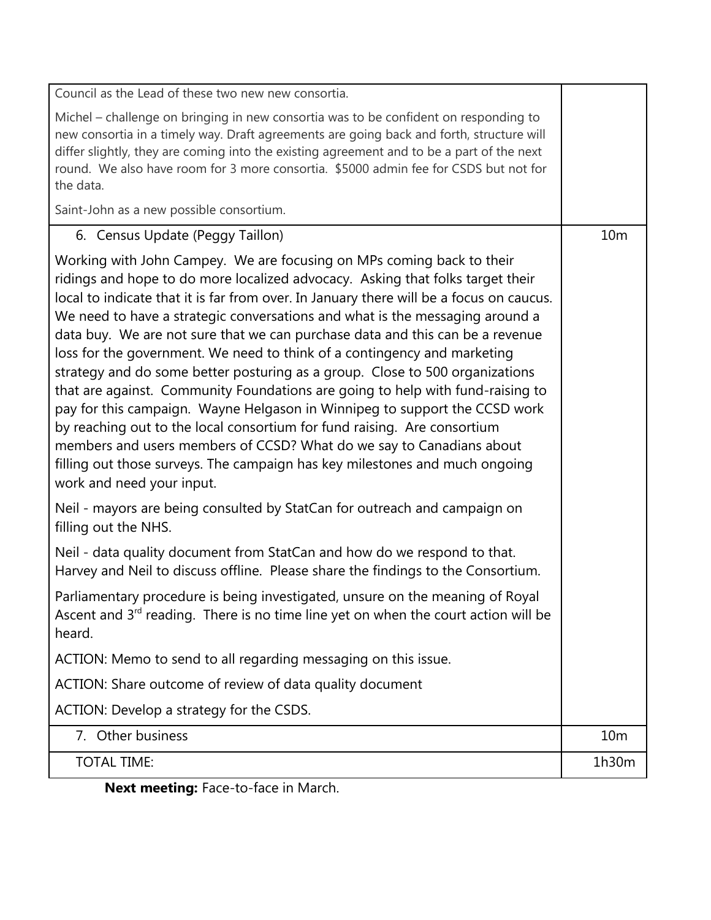| | |
|---|---|
| Council as the Lead of these two new new consortia.<br><br>Michel – challenge on bringing in new consortia was to be confident on responding to new consortia in a timely way. Draft agreements are going back and forth, structure will differ slightly, they are coming into the existing agreement and to be a part of the next round. We also have room for 3 more consortia. $5000 admin fee for CSDS but not for the data.<br><br>Saint-John as a new possible consortium. | |
| 6. Census Update (Peggy Taillon) | 10m |
| Working with John Campey. We are focusing on MPs coming back to their ridings and hope to do more localized advocacy. Asking that folks target their local to indicate that it is far from over. In January there will be a focus on caucus. We need to have a strategic conversations and what is the messaging around a data buy. We are not sure that we can purchase data and this can be a revenue loss for the government. We need to think of a contingency and marketing strategy and do some better posturing as a group. Close to 500 organizations that are against. Community Foundations are going to help with fund-raising to pay for this campaign. Wayne Helgason in Winnipeg to support the CCSD work by reaching out to the local consortium for fund raising. Are consortium members and users members of CCSD? What do we say to Canadians about filling out those surveys. The campaign has key milestones and much ongoing work and need your input.<br><br>Neil - mayors are being consulted by StatCan for outreach and campaign on filling out the NHS.<br><br>Neil - data quality document from StatCan and how do we respond to that. Harvey and Neil to discuss offline. Please share the findings to the Consortium.<br><br>Parliamentary procedure is being investigated, unsure on the meaning of Royal Ascent and 3rd reading. There is no time line yet on when the court action will be heard.<br><br>ACTION: Memo to send to all regarding messaging on this issue.<br><br>ACTION: Share outcome of review of data quality document<br><br>ACTION: Develop a strategy for the CSDS. | |
| 7. Other business | 10m |
| TOTAL TIME: | 1h30m |

**Next meeting:** Face-to-face in March.